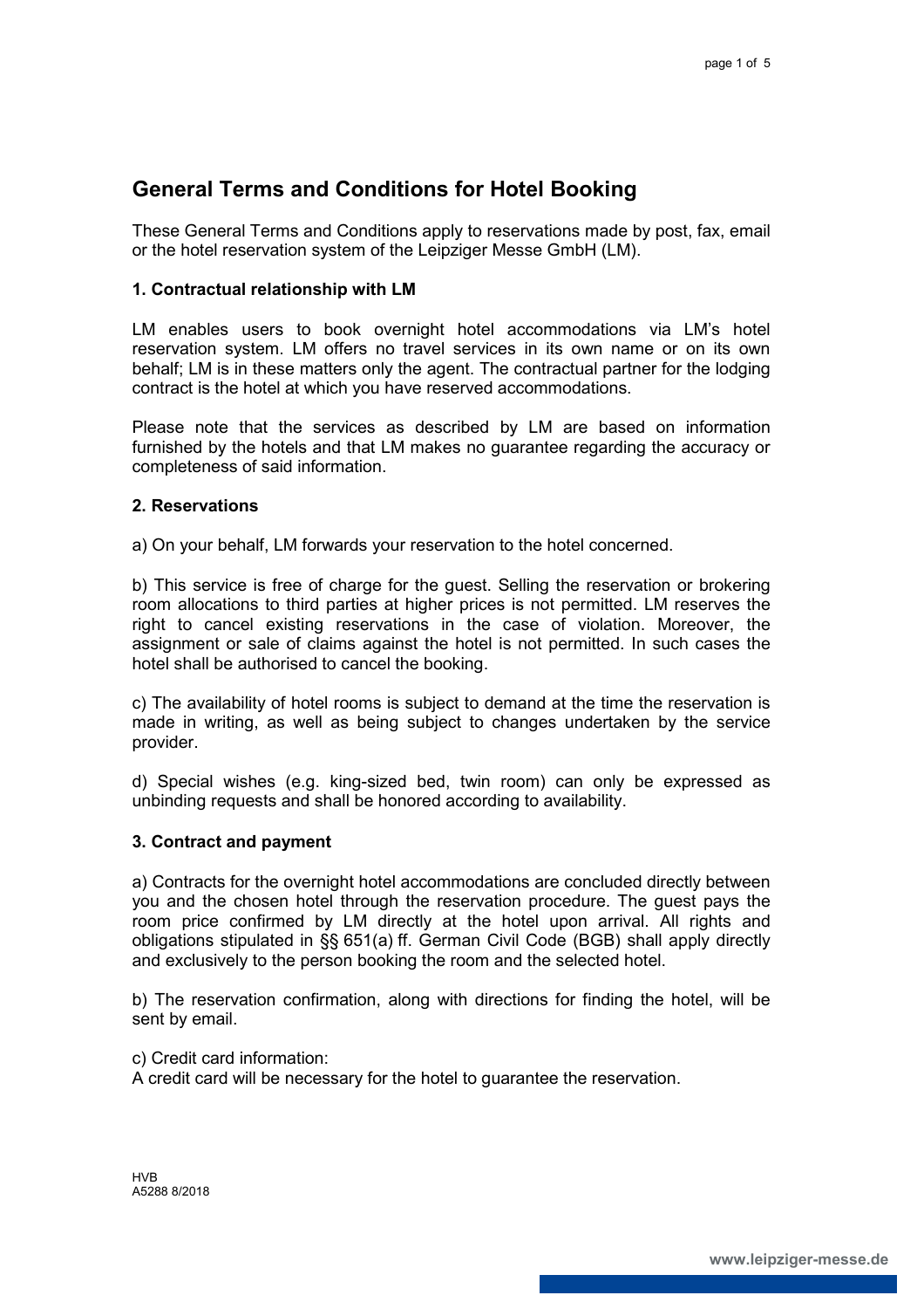# General Terms and Conditions for Hotel Booking

These General Terms and Conditions apply to reservations made by post, fax, email or the hotel reservation system of the Leipziger Messe GmbH (LM).

### 1. Contractual relationship with LM

LM enables users to book overnight hotel accommodations via LM's hotel reservation system. LM offers no travel services in its own name or on its own behalf; LM is in these matters only the agent. The contractual partner for the lodging contract is the hotel at which you have reserved accommodations.

Please note that the services as described by LM are based on information furnished by the hotels and that LM makes no guarantee regarding the accuracy or completeness of said information.

### 2. Reservations

a) On your behalf, LM forwards your reservation to the hotel concerned.

b) This service is free of charge for the guest. Selling the reservation or brokering room allocations to third parties at higher prices is not permitted. LM reserves the right to cancel existing reservations in the case of violation. Moreover, the assignment or sale of claims against the hotel is not permitted. In such cases the hotel shall be authorised to cancel the booking.

c) The availability of hotel rooms is subject to demand at the time the reservation is made in writing, as well as being subject to changes undertaken by the service provider.

d) Special wishes (e.g. king-sized bed, twin room) can only be expressed as unbinding requests and shall be honored according to availability.

### 3. Contract and payment

a) Contracts for the overnight hotel accommodations are concluded directly between you and the chosen hotel through the reservation procedure. The guest pays the room price confirmed by LM directly at the hotel upon arrival. All rights and obligations stipulated in §§ 651(a) ff. German Civil Code (BGB) shall apply directly and exclusively to the person booking the room and the selected hotel.

b) The reservation confirmation, along with directions for finding the hotel, will be sent by email.

c) Credit card information:
A credit card will be necessary for the hotel to guarantee the reservation.

HVB
A5288 8/2018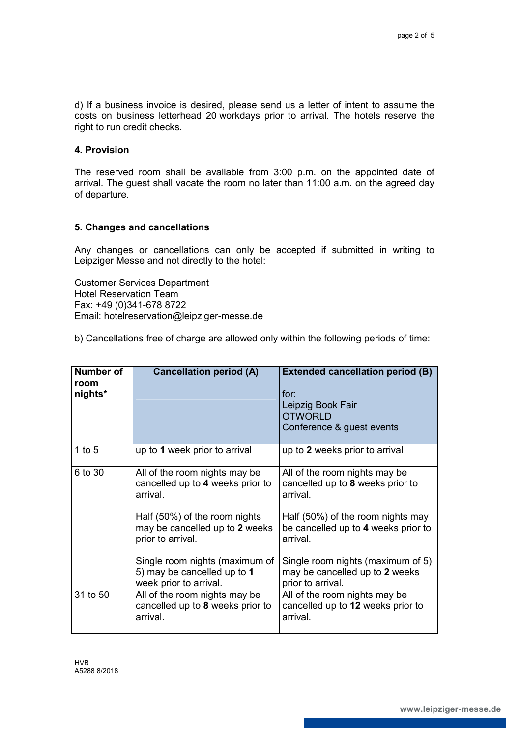d) If a business invoice is desired, please send us a letter of intent to assume the costs on business letterhead 20 workdays prior to arrival. The hotels reserve the right to run credit checks.

## 4. Provision

The reserved room shall be available from 3:00 p.m. on the appointed date of arrival. The guest shall vacate the room no later than 11:00 a.m. on the agreed day of departure.

## 5. Changes and cancellations

Any changes or cancellations can only be accepted if submitted in writing to Leipziger Messe and not directly to the hotel:

Customer Services Department
Hotel Reservation Team
Fax: +49 (0)341-678 8722
Email: hotelreservation@leipziger-messe.de

b) Cancellations free of charge are allowed only within the following periods of time:

| Number of room nights* | Cancellation period (A) | Extended cancellation period (B)<br><br>for:<br>Leipzig Book Fair<br>OTWORLD<br>Conference & guest events |
|---|---|---|
| 1 to 5 | up to **1** week prior to arrival | up to **2** weeks prior to arrival |
| 6 to 30 | All of the room nights may be cancelled up to **4** weeks prior to arrival.<br><br>Half (50%) of the room nights may be cancelled up to **2** weeks prior to arrival.<br><br>Single room nights (maximum of 5) may be cancelled up to **1** week prior to arrival. | All of the room nights may be cancelled up to **8** weeks prior to arrival.<br><br>Half (50%) of the room nights may be cancelled up to **4** weeks prior to arrival.<br><br>Single room nights (maximum of 5) may be cancelled up to **2** weeks prior to arrival. |
| 31 to 50 | All of the room nights may be cancelled up to **8** weeks prior to arrival. | All of the room nights may be cancelled up to **12** weeks prior to arrival. |

HVB
A5288 8/2018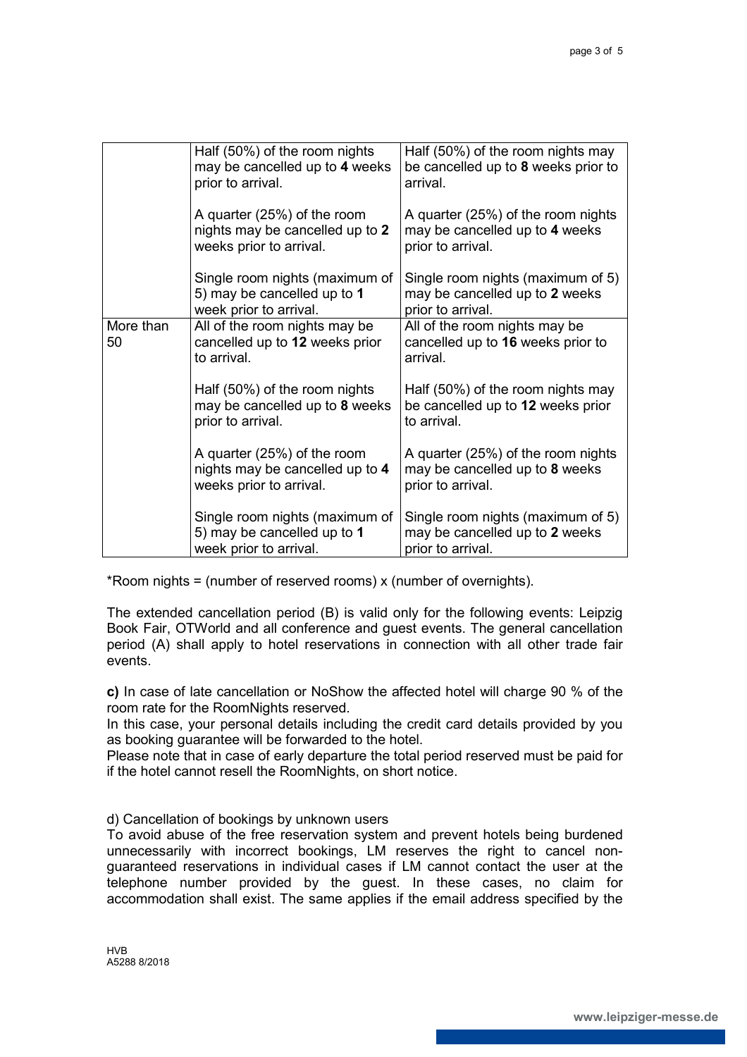| | | |
|---|---|---|
| | Half (50%) of the room nights may be cancelled up to **4** weeks prior to arrival.<br><br>A quarter (25%) of the room nights may be cancelled up to **2** weeks prior to arrival.<br><br>Single room nights (maximum of 5) may be cancelled up to **1** week prior to arrival. | Half (50%) of the room nights may be cancelled up to **8** weeks prior to arrival.<br><br>A quarter (25%) of the room nights may be cancelled up to **4** weeks prior to arrival.<br><br>Single room nights (maximum of 5) may be cancelled up to **2** weeks prior to arrival. |
| More than 50 | All of the room nights may be cancelled up to **12** weeks prior to arrival.<br><br>Half (50%) of the room nights may be cancelled up to **8** weeks prior to arrival.<br><br>A quarter (25%) of the room nights may be cancelled up to **4** weeks prior to arrival.<br><br>Single room nights (maximum of 5) may be cancelled up to **1** week prior to arrival. | All of the room nights may be cancelled up to **16** weeks prior to arrival.<br><br>Half (50%) of the room nights may be cancelled up to **12** weeks prior to arrival.<br><br>A quarter (25%) of the room nights may be cancelled up to **8** weeks prior to arrival.<br><br>Single room nights (maximum of 5) may be cancelled up to **2** weeks prior to arrival. |

*Room nights = (number of reserved rooms) x (number of overnights).

The extended cancellation period (B) is valid only for the following events: Leipzig Book Fair, OTWorld and all conference and guest events. The general cancellation period (A) shall apply to hotel reservations in connection with all other trade fair events.

**c)** In case of late cancellation or NoShow the affected hotel will charge 90 % of the room rate for the RoomNights reserved.
In this case, your personal details including the credit card details provided by you as booking guarantee will be forwarded to the hotel.
Please note that in case of early departure the total period reserved must be paid for if the hotel cannot resell the RoomNights, on short notice.

d) Cancellation of bookings by unknown users
To avoid abuse of the free reservation system and prevent hotels being burdened unnecessarily with incorrect bookings, LM reserves the right to cancel non-guaranteed reservations in individual cases if LM cannot contact the user at the telephone number provided by the guest. In these cases, no claim for accommodation shall exist. The same applies if the email address specified by the

HVB
A5288 8/2018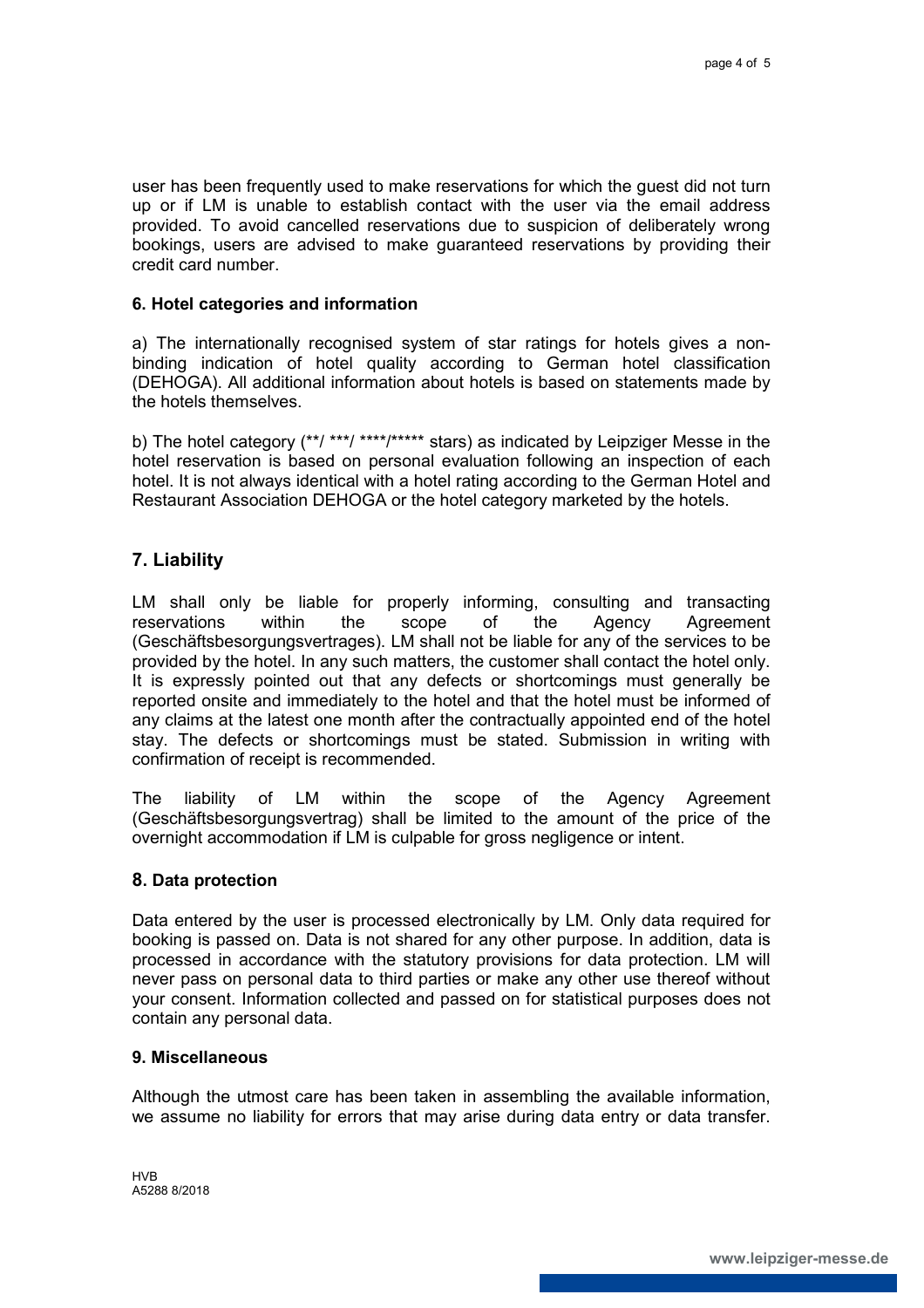user has been frequently used to make reservations for which the guest did not turn up or if LM is unable to establish contact with the user via the email address provided. To avoid cancelled reservations due to suspicion of deliberately wrong bookings, users are advised to make guaranteed reservations by providing their credit card number.

### 6. Hotel categories and information

a) The internationally recognised system of star ratings for hotels gives a non-binding indication of hotel quality according to German hotel classification (DEHOGA). All additional information about hotels is based on statements made by the hotels themselves.

b) The hotel category (**/ ***/ ****/***** stars) as indicated by Leipziger Messe in the hotel reservation is based on personal evaluation following an inspection of each hotel. It is not always identical with a hotel rating according to the German Hotel and Restaurant Association DEHOGA or the hotel category marketed by the hotels.

### 7. Liability

LM shall only be liable for properly informing, consulting and transacting reservations within the scope of the Agency Agreement (Geschäftsbesorgungsvertrages). LM shall not be liable for any of the services to be provided by the hotel. In any such matters, the customer shall contact the hotel only. It is expressly pointed out that any defects or shortcomings must generally be reported onsite and immediately to the hotel and that the hotel must be informed of any claims at the latest one month after the contractually appointed end of the hotel stay. The defects or shortcomings must be stated. Submission in writing with confirmation of receipt is recommended.

The liability of LM within the scope of the Agency Agreement (Geschäftsbesorgungsvertrag) shall be limited to the amount of the price of the overnight accommodation if LM is culpable for gross negligence or intent.

### 8. Data protection

Data entered by the user is processed electronically by LM. Only data required for booking is passed on. Data is not shared for any other purpose. In addition, data is processed in accordance with the statutory provisions for data protection. LM will never pass on personal data to third parties or make any other use thereof without your consent. Information collected and passed on for statistical purposes does not contain any personal data.

### 9. Miscellaneous

Although the utmost care has been taken in assembling the available information, we assume no liability for errors that may arise during data entry or data transfer.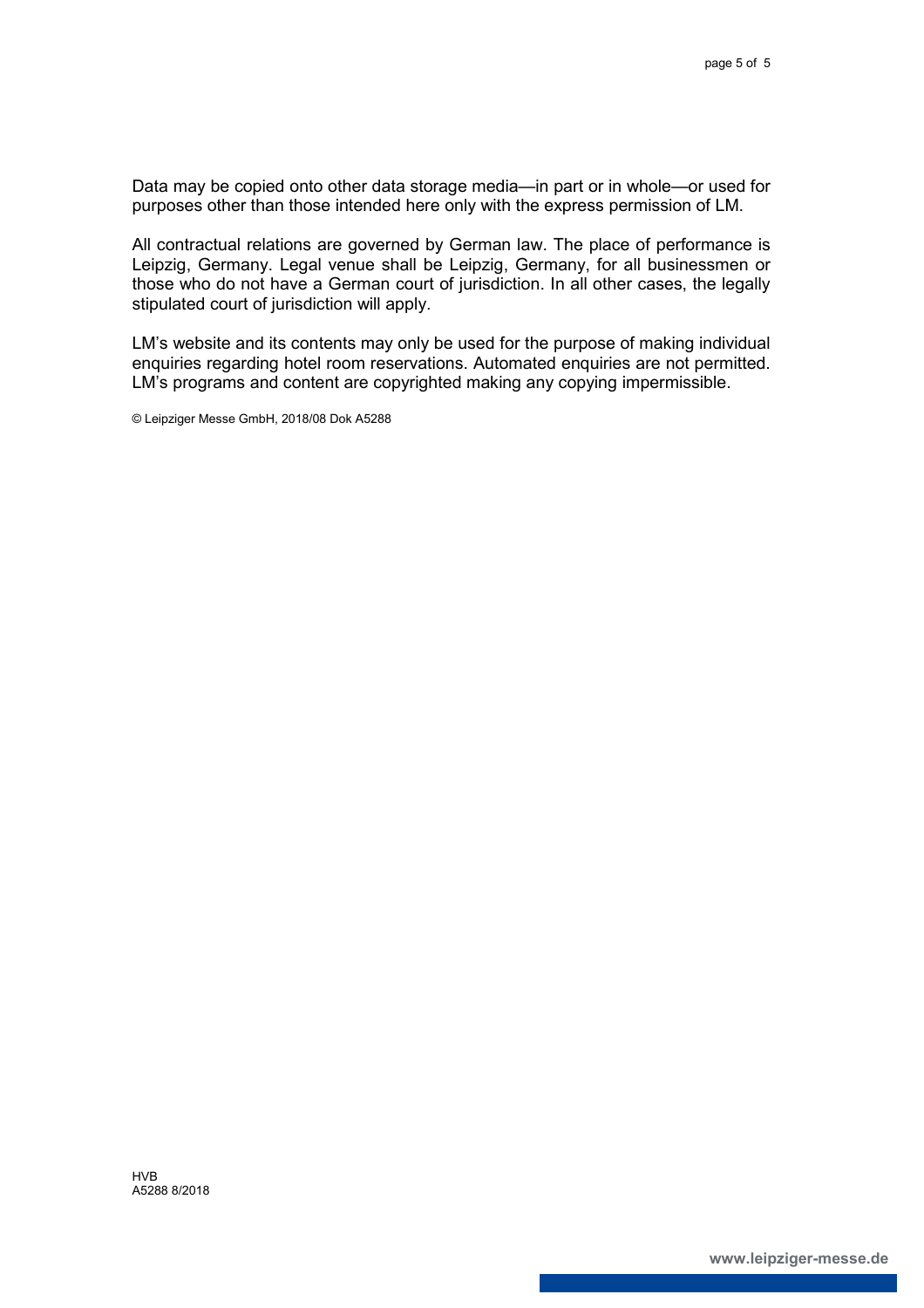Data may be copied onto other data storage media—in part or in whole—or used for purposes other than those intended here only with the express permission of LM.

All contractual relations are governed by German law. The place of performance is Leipzig, Germany. Legal venue shall be Leipzig, Germany, for all businessmen or those who do not have a German court of jurisdiction. In all other cases, the legally stipulated court of jurisdiction will apply.

LM's website and its contents may only be used for the purpose of making individual enquiries regarding hotel room reservations. Automated enquiries are not permitted. LM's programs and content are copyrighted making any copying impermissible.

© Leipziger Messe GmbH, 2018/08 Dok A5288

HVB
A5288 8/2018